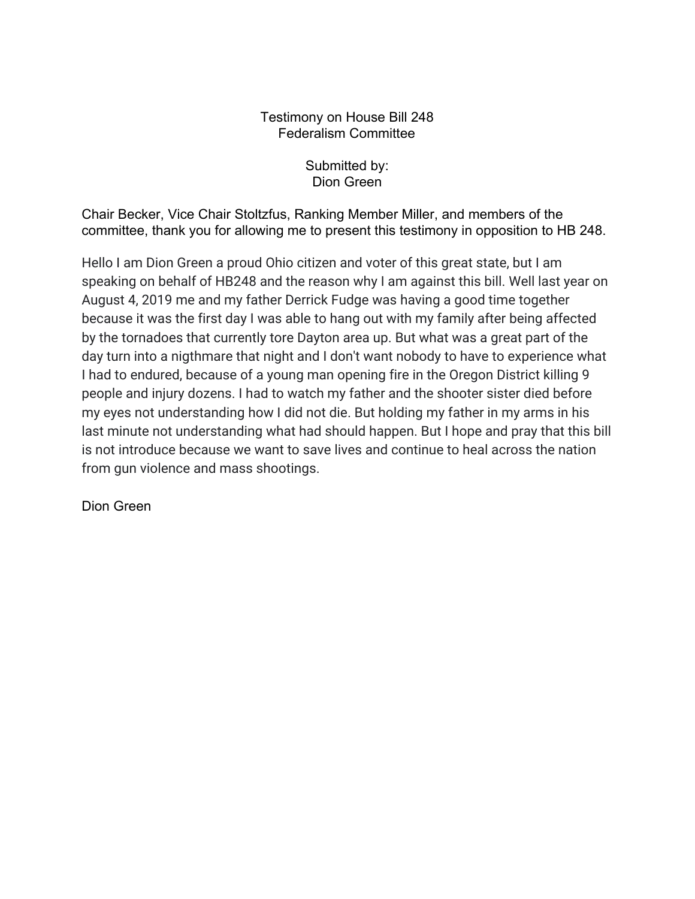Testimony on House Bill 248
Federalism Committee

Submitted by:
Dion Green

Chair Becker, Vice Chair Stoltzfus, Ranking Member Miller, and members of the committee, thank you for allowing me to present this testimony in opposition to HB 248.

Hello I am Dion Green a proud Ohio citizen and voter of this great state, but I am speaking on behalf of HB248 and the reason why I am against this bill. Well last year on August 4, 2019 me and my father Derrick Fudge was having a good time together because it was the first day I was able to hang out with my family after being affected by the tornadoes that currently tore Dayton area up. But what was a great part of the day turn into a nigthmare that night and I don't want nobody to have to experience what I had to endured, because of a young man opening fire in the Oregon District killing 9 people and injury dozens. I had to watch my father and the shooter sister died before my eyes not understanding how I did not die. But holding my father in my arms in his last minute not understanding what had should happen. But I hope and pray that this bill is not introduce because we want to save lives and continue to heal across the nation from gun violence and mass shootings.

Dion Green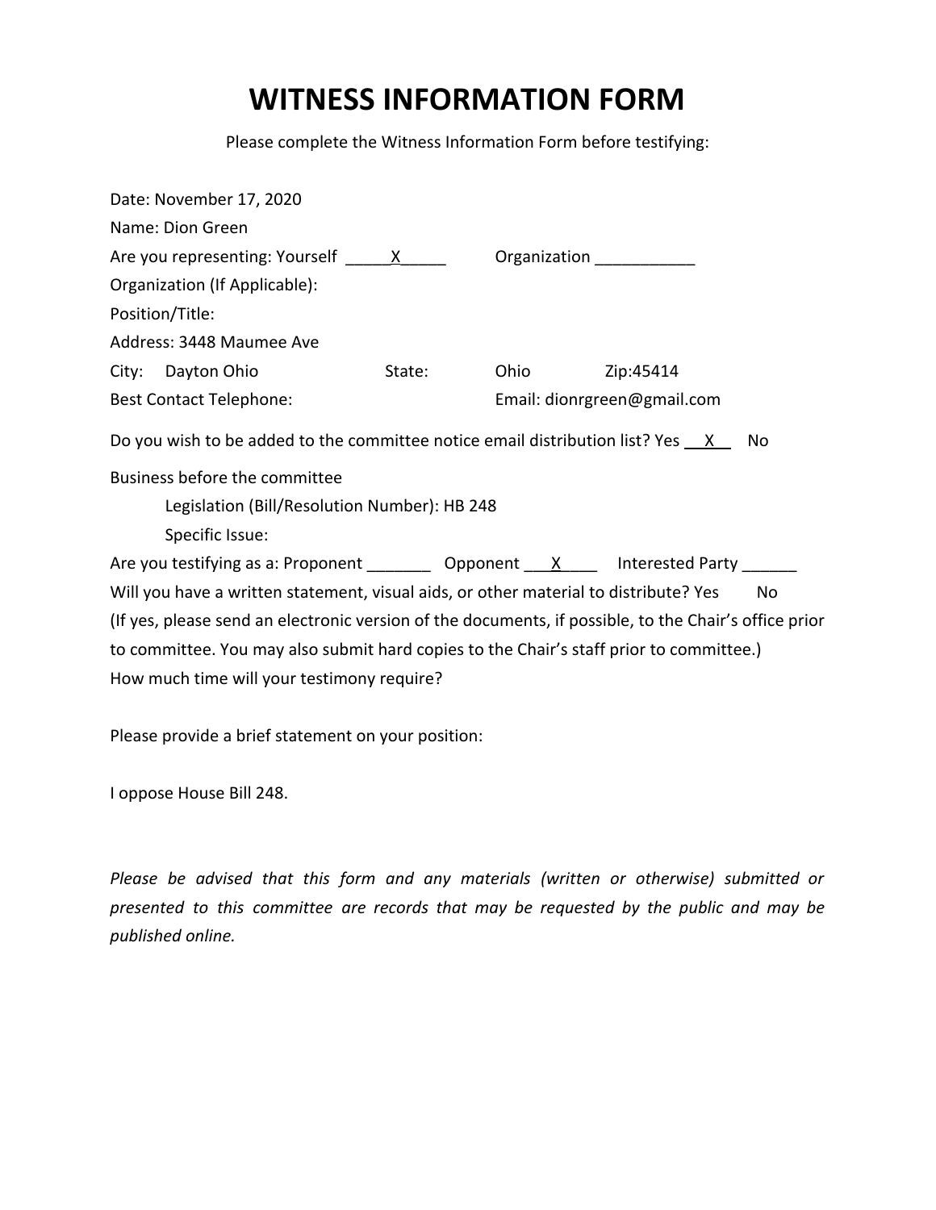# WITNESS INFORMATION FORM

Please complete the Witness Information Form before testifying:

Date: November 17, 2020

Name: Dion Green

Are you representing: Yourself _____X_____ Organization ___________

Organization (If Applicable):

Position/Title:

Address: 3448 Maumee Ave

City: Dayton Ohio State: Ohio Zip:45414

Best Contact Telephone: Email: dionrgreen@gmail.com

Do you wish to be added to the committee notice email distribution list? Yes __X__ No

Business before the committee

Legislation (Bill/Resolution Number): HB 248

Specific Issue:

Are you testifying as a: Proponent _______ Opponent ___X____ Interested Party ______

Will you have a written statement, visual aids, or other material to distribute? Yes No

(If yes, please send an electronic version of the documents, if possible, to the Chair's office prior to committee. You may also submit hard copies to the Chair's staff prior to committee.)

How much time will your testimony require?

Please provide a brief statement on your position:

I oppose House Bill 248.

*Please be advised that this form and any materials (written or otherwise) submitted or presented to this committee are records that may be requested by the public and may be published online.*